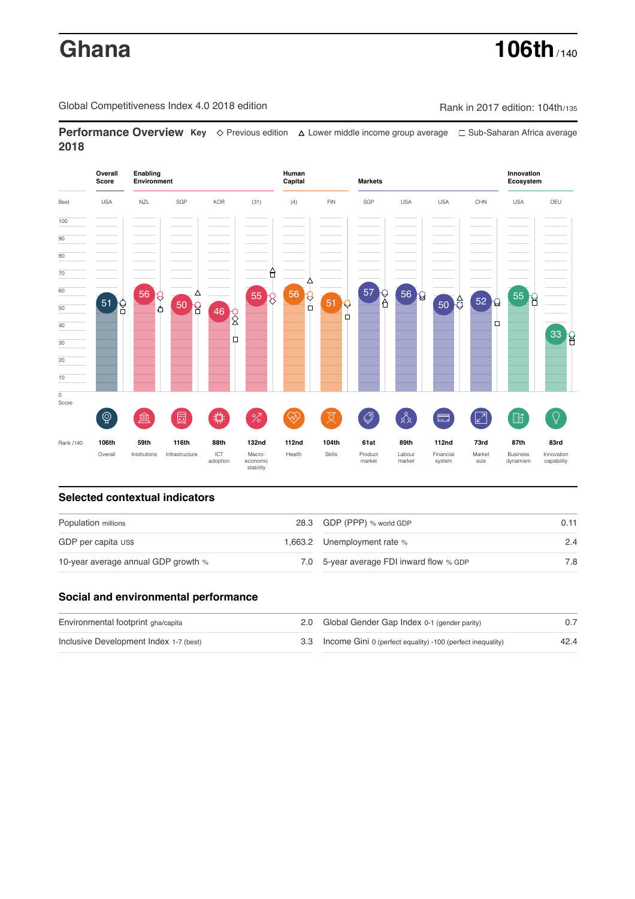# Ghana

**106th** / 140

Global Competitiveness Index 4.0 2018 edition

Rank in 2017 edition: 104th/135

## Performance Overview 2018

**Key** ◇ Previous edition △ Lower middle income group average □ Sub-Saharan Africa average

| | Overall Score | Enabling Environment | | | | Human Capital | | Markets | | | | Innovation Ecosystem | |
|---|---|---|---|---|---|---|---|---|---|---|---|---|---|
| Best | USA | NZL | SGP | KOR | (31) | (4) | FIN | SGP | USA | USA | CHN | USA | DEU |
| Score | 51 | 56 | 50 | 46 | 55 | 56 | 51 | 57 | 56 | 50 | 52 | 55 | 33 |
| Rank /140 | 106th | 59th | 116th | 88th | 132nd | 112nd | 104th | 61st | 89th | 112nd | 73rd | 87th | 83rd |
| | Overall | Institutions | Infrastructure | ICT adoption | Macro-economic stability | Health | Skills | Product market | Labour market | Financial system | Market size | Business dynamism | Innovation capability |

## Selected contextual indicators

| | | | |
|---|---|---|---|
| Population millions | 28.3 | GDP (PPP) % world GDP | 0.11 |
| GDP per capita US$ | 1,663.2 | Unemployment rate % | 2.4 |
| 10-year average annual GDP growth % | 7.0 | 5-year average FDI inward flow % GDP | 7.8 |

## Social and environmental performance

| | | | |
|---|---|---|---|
| Environmental footprint gha/capita | 2.0 | Global Gender Gap Index 0-1 (gender parity) | 0.7 |
| Inclusive Development Index 1-7 (best) | 3.3 | Income Gini 0 (perfect equality) -100 (perfect inequality) | 42.4 |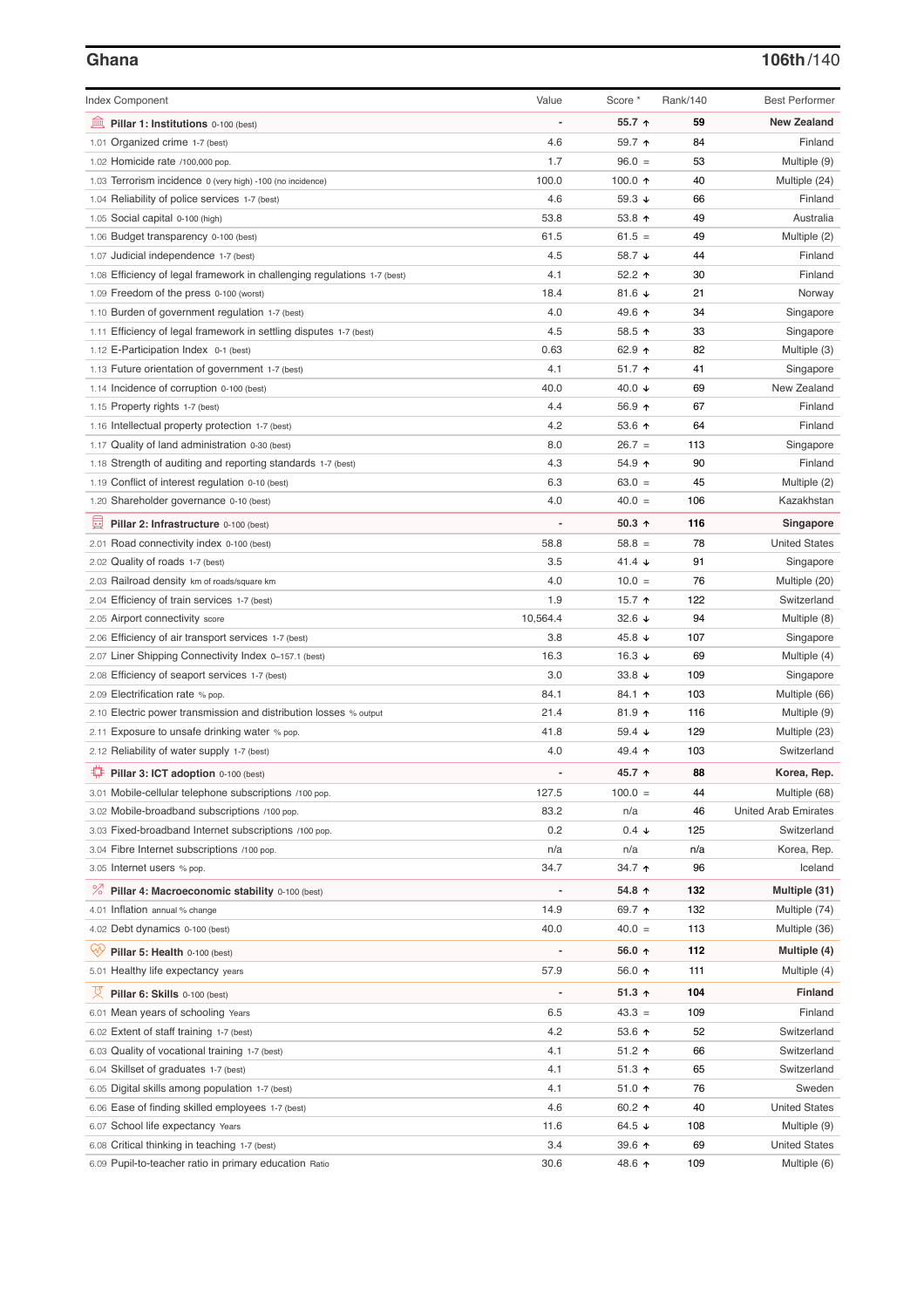## Ghana

**106th/140**

| Index Component | Value | Score * | Rank/140 | Best Performer |
|---|---|---|---|---|
| **Pillar 1: Institutions** 0-100 (best) | - | **55.7 ↑** | **59** | **New Zealand** |
| 1.01 Organized crime 1-7 (best) | 4.6 | 59.7 ↑ | 84 | Finland |
| 1.02 Homicide rate /100,000 pop. | 1.7 | 96.0 = | 53 | Multiple (9) |
| 1.03 Terrorism incidence 0 (very high) -100 (no incidence) | 100.0 | 100.0 ↑ | 40 | Multiple (24) |
| 1.04 Reliability of police services 1-7 (best) | 4.6 | 59.3 ↓ | 66 | Finland |
| 1.05 Social capital 0-100 (high) | 53.8 | 53.8 ↑ | 49 | Australia |
| 1.06 Budget transparency 0-100 (best) | 61.5 | 61.5 = | 49 | Multiple (2) |
| 1.07 Judicial independence 1-7 (best) | 4.5 | 58.7 ↓ | 44 | Finland |
| 1.08 Efficiency of legal framework in challenging regulations 1-7 (best) | 4.1 | 52.2 ↑ | 30 | Finland |
| 1.09 Freedom of the press 0-100 (worst) | 18.4 | 81.6 ↓ | 21 | Norway |
| 1.10 Burden of government regulation 1-7 (best) | 4.0 | 49.6 ↑ | 34 | Singapore |
| 1.11 Efficiency of legal framework in settling disputes 1-7 (best) | 4.5 | 58.5 ↑ | 33 | Singapore |
| 1.12 E-Participation Index 0-1 (best) | 0.63 | 62.9 ↑ | 82 | Multiple (3) |
| 1.13 Future orientation of government 1-7 (best) | 4.1 | 51.7 ↑ | 41 | Singapore |
| 1.14 Incidence of corruption 0-100 (best) | 40.0 | 40.0 ↓ | 69 | New Zealand |
| 1.15 Property rights 1-7 (best) | 4.4 | 56.9 ↑ | 67 | Finland |
| 1.16 Intellectual property protection 1-7 (best) | 4.2 | 53.6 ↑ | 64 | Finland |
| 1.17 Quality of land administration 0-30 (best) | 8.0 | 26.7 = | 113 | Singapore |
| 1.18 Strength of auditing and reporting standards 1-7 (best) | 4.3 | 54.9 ↑ | 90 | Finland |
| 1.19 Conflict of interest regulation 0-10 (best) | 6.3 | 63.0 = | 45 | Multiple (2) |
| 1.20 Shareholder governance 0-10 (best) | 4.0 | 40.0 = | 106 | Kazakhstan |
| **Pillar 2: Infrastructure** 0-100 (best) | - | **50.3 ↑** | **116** | **Singapore** |
| 2.01 Road connectivity index 0-100 (best) | 58.8 | 58.8 = | 78 | United States |
| 2.02 Quality of roads 1-7 (best) | 3.5 | 41.4 ↓ | 91 | Singapore |
| 2.03 Railroad density km of roads/square km | 4.0 | 10.0 = | 76 | Multiple (20) |
| 2.04 Efficiency of train services 1-7 (best) | 1.9 | 15.7 ↑ | 122 | Switzerland |
| 2.05 Airport connectivity score | 10,564.4 | 32.6 ↓ | 94 | Multiple (8) |
| 2.06 Efficiency of air transport services 1-7 (best) | 3.8 | 45.8 ↓ | 107 | Singapore |
| 2.07 Liner Shipping Connectivity Index 0–157.1 (best) | 16.3 | 16.3 ↓ | 69 | Multiple (4) |
| 2.08 Efficiency of seaport services 1-7 (best) | 3.0 | 33.8 ↓ | 109 | Singapore |
| 2.09 Electrification rate % pop. | 84.1 | 84.1 ↑ | 103 | Multiple (66) |
| 2.10 Electric power transmission and distribution losses % output | 21.4 | 81.9 ↑ | 116 | Multiple (9) |
| 2.11 Exposure to unsafe drinking water % pop. | 41.8 | 59.4 ↓ | 129 | Multiple (23) |
| 2.12 Reliability of water supply 1-7 (best) | 4.0 | 49.4 ↑ | 103 | Switzerland |
| **Pillar 3: ICT adoption** 0-100 (best) | - | **45.7 ↑** | **88** | **Korea, Rep.** |
| 3.01 Mobile-cellular telephone subscriptions /100 pop. | 127.5 | 100.0 = | 44 | Multiple (68) |
| 3.02 Mobile-broadband subscriptions /100 pop. | 83.2 | n/a | 46 | United Arab Emirates |
| 3.03 Fixed-broadband Internet subscriptions /100 pop. | 0.2 | 0.4 ↓ | 125 | Switzerland |
| 3.04 Fibre Internet subscriptions /100 pop. | n/a | n/a | n/a | Korea, Rep. |
| 3.05 Internet users % pop. | 34.7 | 34.7 ↑ | 96 | Iceland |
| **Pillar 4: Macroeconomic stability** 0-100 (best) | - | **54.8 ↑** | **132** | **Multiple (31)** |
| 4.01 Inflation annual % change | 14.9 | 69.7 ↑ | 132 | Multiple (74) |
| 4.02 Debt dynamics 0-100 (best) | 40.0 | 40.0 = | 113 | Multiple (36) |
| **Pillar 5: Health** 0-100 (best) | - | **56.0 ↑** | **112** | **Multiple (4)** |
| 5.01 Healthy life expectancy years | 57.9 | 56.0 ↑ | 111 | Multiple (4) |
| **Pillar 6: Skills** 0-100 (best) | - | **51.3 ↑** | **104** | **Finland** |
| 6.01 Mean years of schooling Years | 6.5 | 43.3 = | 109 | Finland |
| 6.02 Extent of staff training 1-7 (best) | 4.2 | 53.6 ↑ | 52 | Switzerland |
| 6.03 Quality of vocational training 1-7 (best) | 4.1 | 51.2 ↑ | 66 | Switzerland |
| 6.04 Skillset of graduates 1-7 (best) | 4.1 | 51.3 ↑ | 65 | Switzerland |
| 6.05 Digital skills among population 1-7 (best) | 4.1 | 51.0 ↑ | 76 | Sweden |
| 6.06 Ease of finding skilled employees 1-7 (best) | 4.6 | 60.2 ↑ | 40 | United States |
| 6.07 School life expectancy Years | 11.6 | 64.5 ↓ | 108 | Multiple (9) |
| 6.08 Critical thinking in teaching 1-7 (best) | 3.4 | 39.6 ↑ | 69 | United States |
| 6.09 Pupil-to-teacher ratio in primary education Ratio | 30.6 | 48.6 ↑ | 109 | Multiple (6) |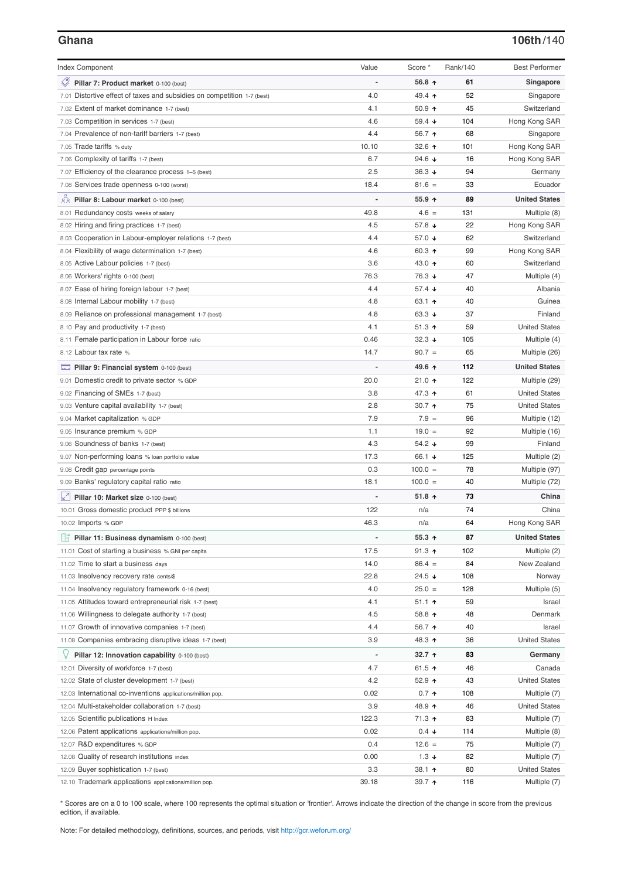## Ghana

**106th**/140

| Index Component | Value | Score * | Rank/140 | Best Performer |
|---|---|---|---|---|
| **Pillar 7: Product market** 0-100 (best) | - | **56.8 ↑** | **61** | **Singapore** |
| 7.01 Distortive effect of taxes and subsidies on competition 1-7 (best) | 4.0 | 49.4 ↑ | 52 | Singapore |
| 7.02 Extent of market dominance 1-7 (best) | 4.1 | 50.9 ↑ | 45 | Switzerland |
| 7.03 Competition in services 1-7 (best) | 4.6 | 59.4 ↓ | 104 | Hong Kong SAR |
| 7.04 Prevalence of non-tariff barriers 1-7 (best) | 4.4 | 56.7 ↑ | 68 | Singapore |
| 7.05 Trade tariffs % duty | 10.10 | 32.6 ↑ | 101 | Hong Kong SAR |
| 7.06 Complexity of tariffs 1-7 (best) | 6.7 | 94.6 ↓ | 16 | Hong Kong SAR |
| 7.07 Efficiency of the clearance process 1–5 (best) | 2.5 | 36.3 ↓ | 94 | Germany |
| 7.08 Services trade openness 0-100 (worst) | 18.4 | 81.6 = | 33 | Ecuador |
| **Pillar 8: Labour market** 0-100 (best) | - | **55.9 ↑** | **89** | **United States** |
| 8.01 Redundancy costs weeks of salary | 49.8 | 4.6 = | 131 | Multiple (8) |
| 8.02 Hiring and firing practices 1-7 (best) | 4.5 | 57.8 ↓ | 22 | Hong Kong SAR |
| 8.03 Cooperation in Labour-employer relations 1-7 (best) | 4.4 | 57.0 ↓ | 62 | Switzerland |
| 8.04 Flexibility of wage determination 1-7 (best) | 4.6 | 60.3 ↑ | 99 | Hong Kong SAR |
| 8.05 Active Labour policies 1-7 (best) | 3.6 | 43.0 ↑ | 60 | Switzerland |
| 8.06 Workers' rights 0-100 (best) | 76.3 | 76.3 ↓ | 47 | Multiple (4) |
| 8.07 Ease of hiring foreign labour 1-7 (best) | 4.4 | 57.4 ↓ | 40 | Albania |
| 8.08 Internal Labour mobility 1-7 (best) | 4.8 | 63.1 ↑ | 40 | Guinea |
| 8.09 Reliance on professional management 1-7 (best) | 4.8 | 63.3 ↓ | 37 | Finland |
| 8.10 Pay and productivity 1-7 (best) | 4.1 | 51.3 ↑ | 59 | United States |
| 8.11 Female participation in Labour force ratio | 0.46 | 32.3 ↓ | 105 | Multiple (4) |
| 8.12 Labour tax rate % | 14.7 | 90.7 = | 65 | Multiple (26) |
| **Pillar 9: Financial system** 0-100 (best) | - | **49.6 ↑** | **112** | **United States** |
| 9.01 Domestic credit to private sector % GDP | 20.0 | 21.0 ↑ | 122 | Multiple (29) |
| 9.02 Financing of SMEs 1-7 (best) | 3.8 | 47.3 ↑ | 61 | United States |
| 9.03 Venture capital availability 1-7 (best) | 2.8 | 30.7 ↑ | 75 | United States |
| 9.04 Market capitalization % GDP | 7.9 | 7.9 = | 96 | Multiple (12) |
| 9.05 Insurance premium % GDP | 1.1 | 19.0 = | 92 | Multiple (16) |
| 9.06 Soundness of banks 1-7 (best) | 4.3 | 54.2 ↓ | 99 | Finland |
| 9.07 Non-performing loans % loan portfolio value | 17.3 | 66.1 ↓ | 125 | Multiple (2) |
| 9.08 Credit gap percentage points | 0.3 | 100.0 = | 78 | Multiple (97) |
| 9.09 Banks' regulatory capital ratio ratio | 18.1 | 100.0 = | 40 | Multiple (72) |
| **Pillar 10: Market size** 0-100 (best) | - | **51.8 ↑** | **73** | **China** |
| 10.01 Gross domestic product PPP $ billions | 122 | n/a | 74 | China |
| 10.02 Imports % GDP | 46.3 | n/a | 64 | Hong Kong SAR |
| **Pillar 11: Business dynamism** 0-100 (best) | - | **55.3 ↑** | **87** | **United States** |
| 11.01 Cost of starting a business % GNI per capita | 17.5 | 91.3 ↑ | 102 | Multiple (2) |
| 11.02 Time to start a business days | 14.0 | 86.4 = | 84 | New Zealand |
| 11.03 Insolvency recovery rate cents/$ | 22.8 | 24.5 ↓ | 108 | Norway |
| 11.04 Insolvency regulatory framework 0-16 (best) | 4.0 | 25.0 = | 128 | Multiple (5) |
| 11.05 Attitudes toward entrepreneurial risk 1-7 (best) | 4.1 | 51.1 ↑ | 59 | Israel |
| 11.06 Willingness to delegate authority 1-7 (best) | 4.5 | 58.8 ↑ | 48 | Denmark |
| 11.07 Growth of innovative companies 1-7 (best) | 4.4 | 56.7 ↑ | 40 | Israel |
| 11.08 Companies embracing disruptive ideas 1-7 (best) | 3.9 | 48.3 ↑ | 36 | United States |
| **Pillar 12: Innovation capability** 0-100 (best) | - | **32.7 ↑** | **83** | **Germany** |
| 12.01 Diversity of workforce 1-7 (best) | 4.7 | 61.5 ↑ | 46 | Canada |
| 12.02 State of cluster development 1-7 (best) | 4.2 | 52.9 ↑ | 43 | United States |
| 12.03 International co-inventions applications/million pop. | 0.02 | 0.7 ↑ | 108 | Multiple (7) |
| 12.04 Multi-stakeholder collaboration 1-7 (best) | 3.9 | 48.9 ↑ | 46 | United States |
| 12.05 Scientific publications H Index | 122.3 | 71.3 ↑ | 83 | Multiple (7) |
| 12.06 Patent applications applications/million pop. | 0.02 | 0.4 ↓ | 114 | Multiple (8) |
| 12.07 R&D expenditures % GDP | 0.4 | 12.6 = | 75 | Multiple (7) |
| 12.08 Quality of research institutions index | 0.00 | 1.3 ↓ | 82 | Multiple (7) |
| 12.09 Buyer sophistication 1-7 (best) | 3.3 | 38.1 ↑ | 80 | United States |
| 12.10 Trademark applications applications/million pop. | 39.18 | 39.7 ↑ | 116 | Multiple (7) |

* Scores are on a 0 to 100 scale, where 100 represents the optimal situation or 'frontier'. Arrows indicate the direction of the change in score from the previous edition, if available.

Note: For detailed methodology, definitions, sources, and periods, visit http://gcr.weforum.org/